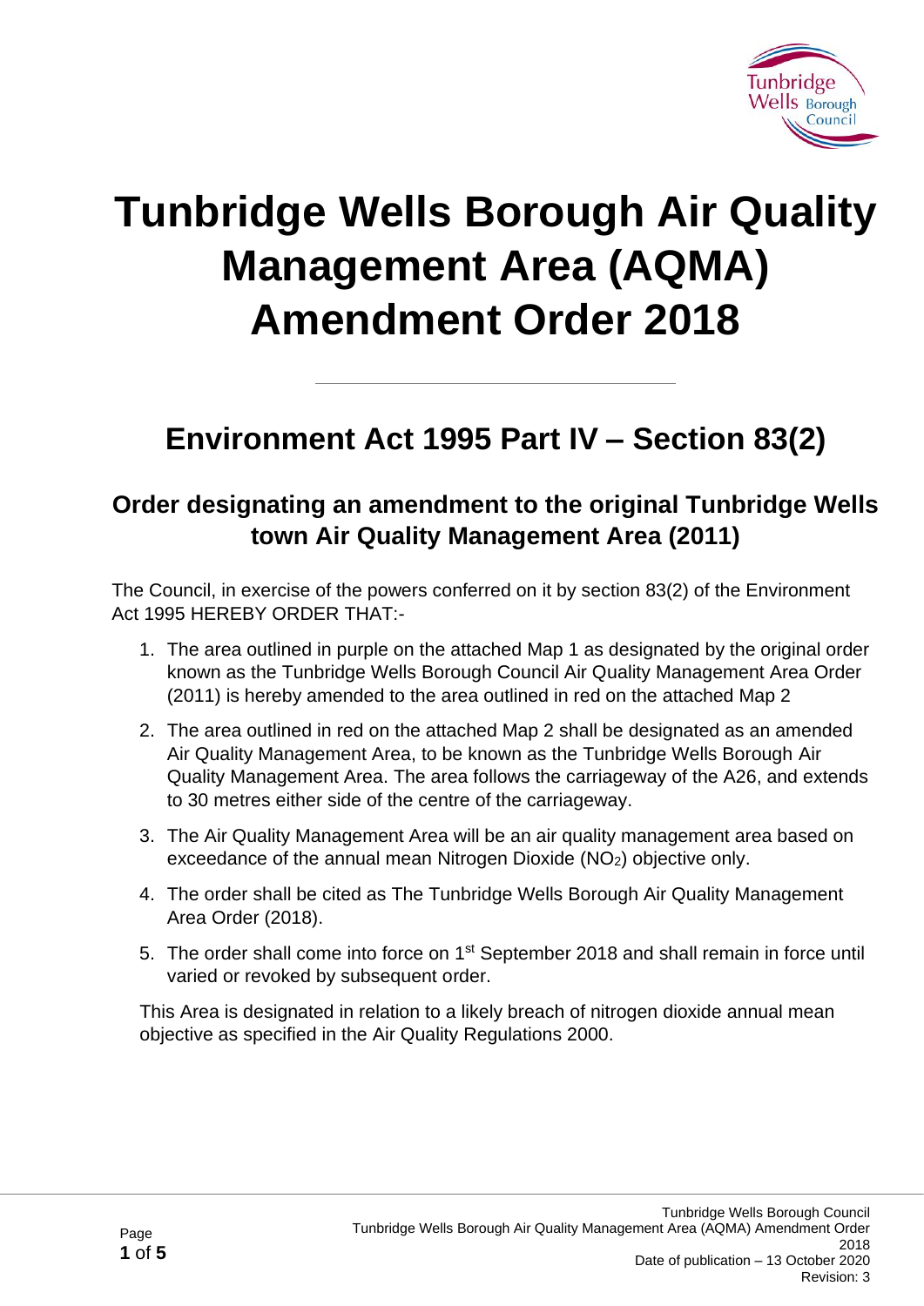# Tunbridge Wells Borough Air Quality Management Area (AQMA) Amendment Order 2018

## Environment Act 1995 Part IV – Section 83(2)

### Order designating an amendment to the original Tunbridge Wells town Air Quality Management Area (2011)

The Council, in exercise of the powers conferred on it by section 83(2) of the Environment Act 1995 HEREBY ORDER THAT:-

1. The area outlined in purple on the attached Map 1 as designated by the original order known as the Tunbridge Wells Borough Council Air Quality Management Area Order (2011) is hereby amended to the area outlined in red on the attached Map 2
2. The area outlined in red on the attached Map 2 shall be designated as an amended Air Quality Management Area, to be known as the Tunbridge Wells Borough Air Quality Management Area. The area follows the carriageway of the A26, and extends to 30 metres either side of the centre of the carriageway.
3. The Air Quality Management Area will be an air quality management area based on exceedance of the annual mean Nitrogen Dioxide ($NO_2$) objective only.
4. The order shall be cited as The Tunbridge Wells Borough Air Quality Management Area Order (2018).
5. The order shall come into force on 1st September 2018 and shall remain in force until varied or revoked by subsequent order.

This Area is designated in relation to a likely breach of nitrogen dioxide annual mean objective as specified in the Air Quality Regulations 2000.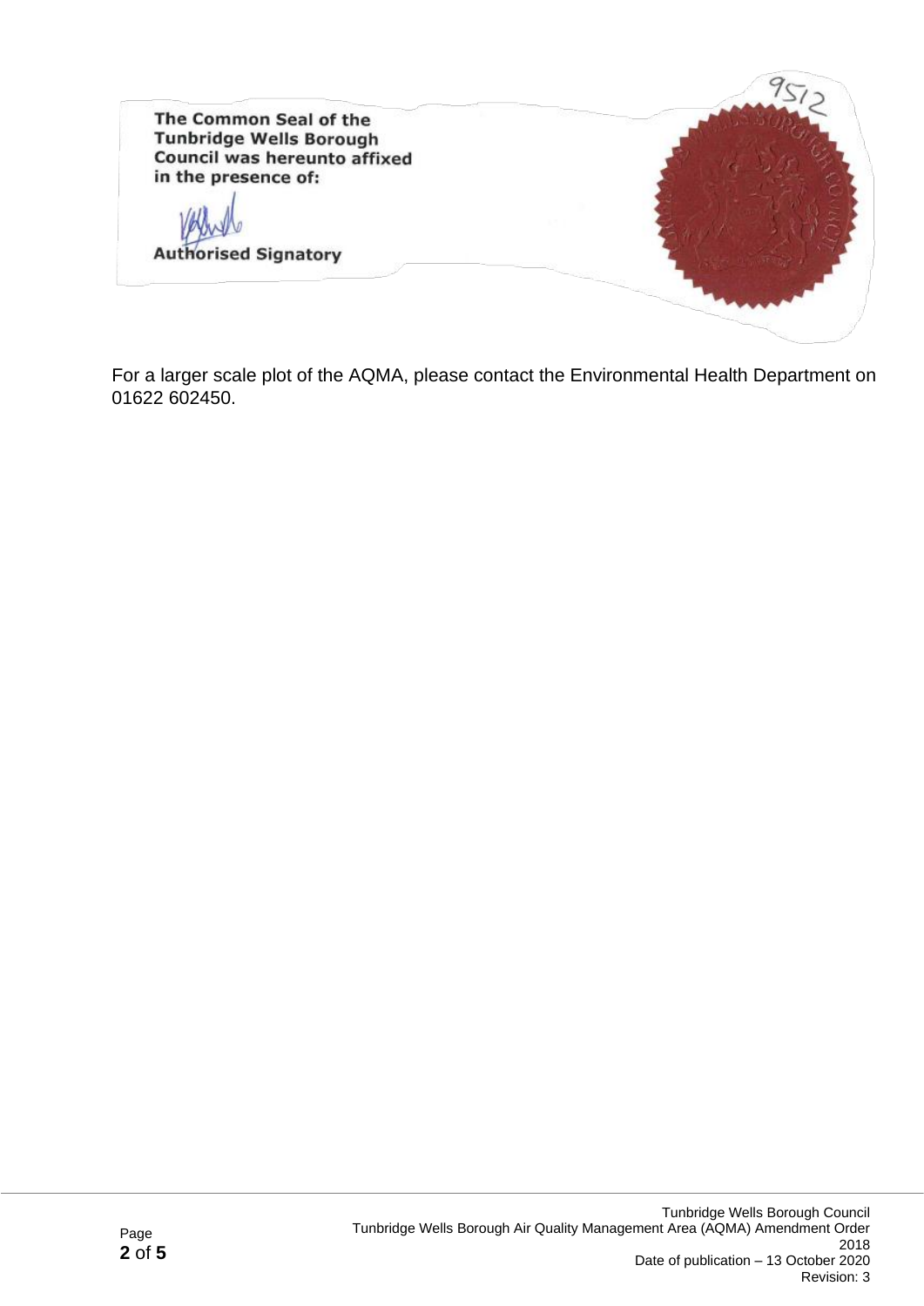The Common Seal of the Tunbridge Wells Borough Council was hereunto affixed in the presence of:

Authorised Signatory

9512

For a larger scale plot of the AQMA, please contact the Environmental Health Department on 01622 602450.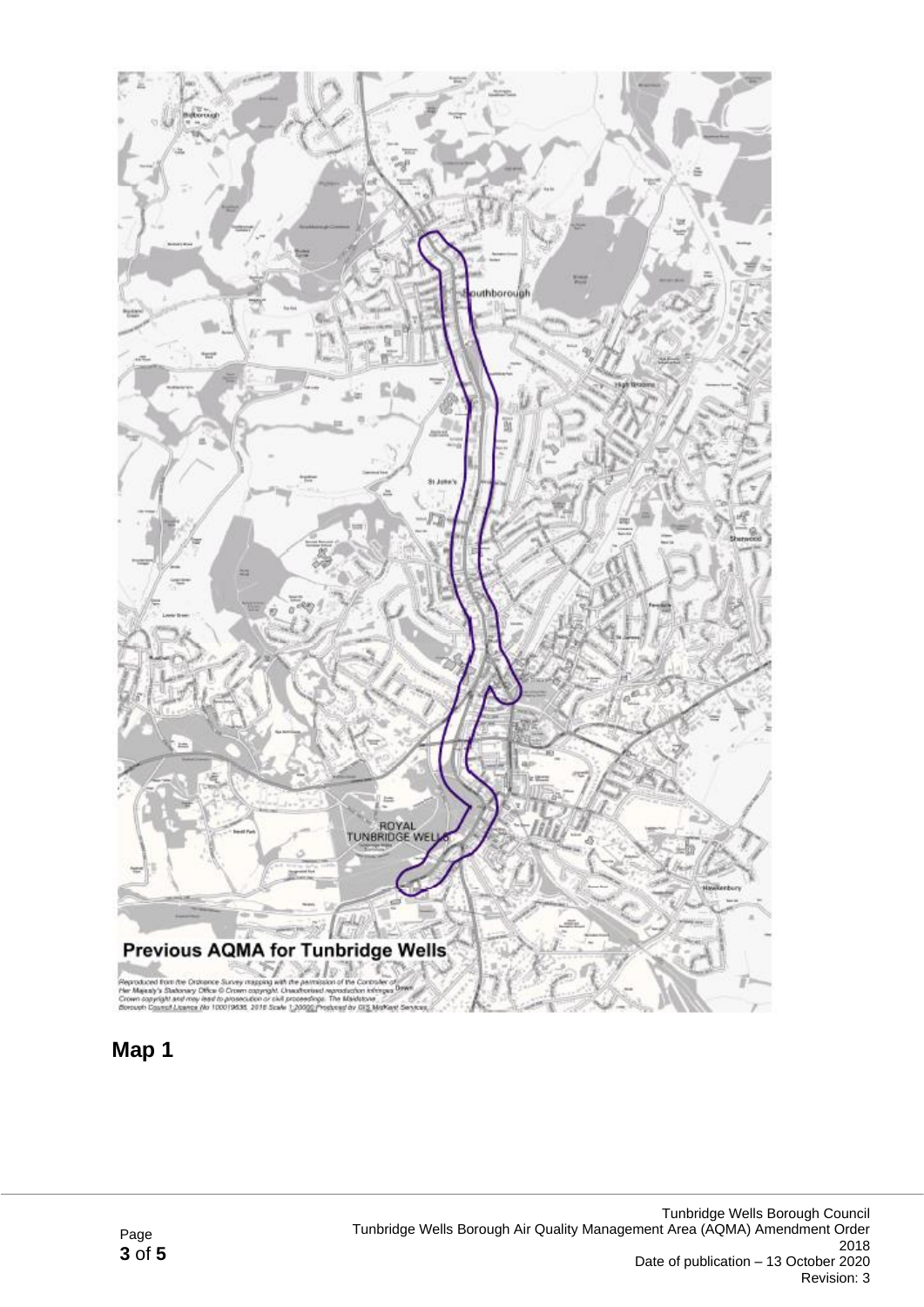**Previous AQMA for Tunbridge Wells**

*Reproduced from the Ordnance Survey mapping with the permission of the Controller of Her Majesty's Stationary Office © Crown copyright. Unauthorised reproduction infringes Crown copyright and may lead to prosecution or civil proceedings. The Maidstone Borough Council Licence No 100019636, 2016 Scale 1:20000 Produced by GIS MidKent Services*

**Map 1**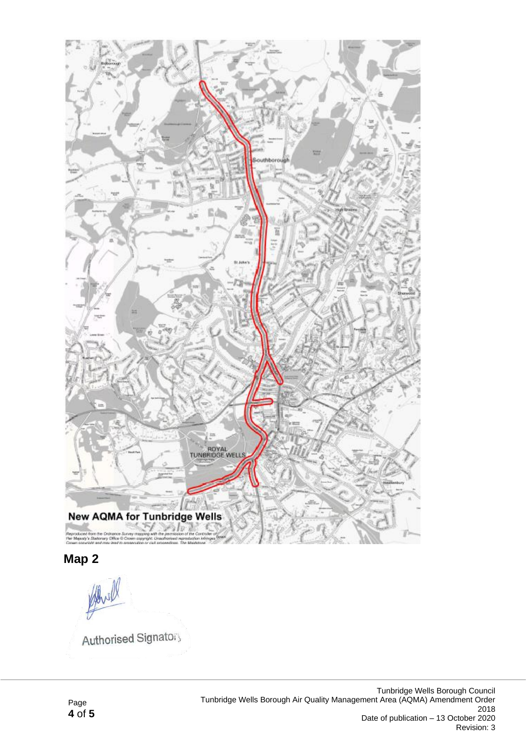New AQMA for Tunbridge Wells

Reproduced from the Ordnance Survey mapping with the permission of the Controller of Her Majesty's Stationary Office © Crown copyright. Unauthorised reproduction infringes Crown copyright and may lead to prosecution or civil proceedings. The Maidstone

**Map 2**

Authorised Signatory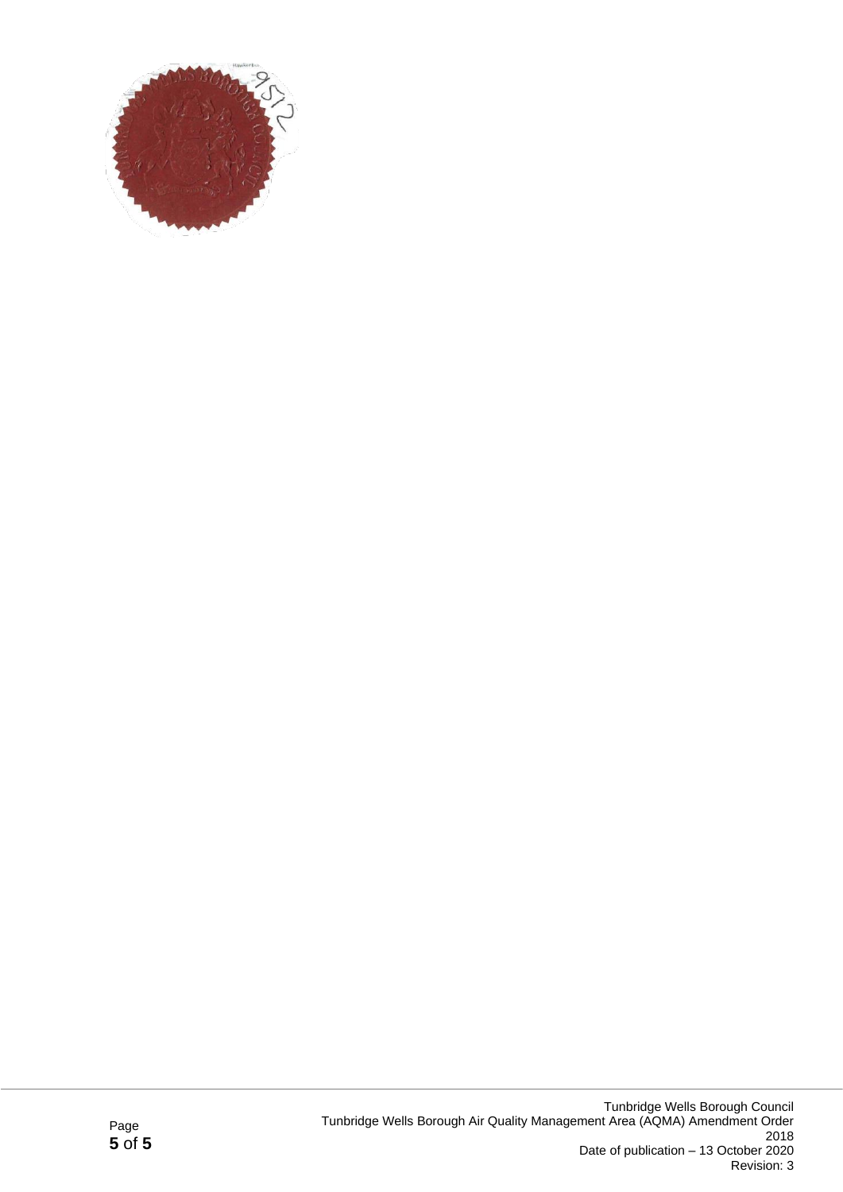9512